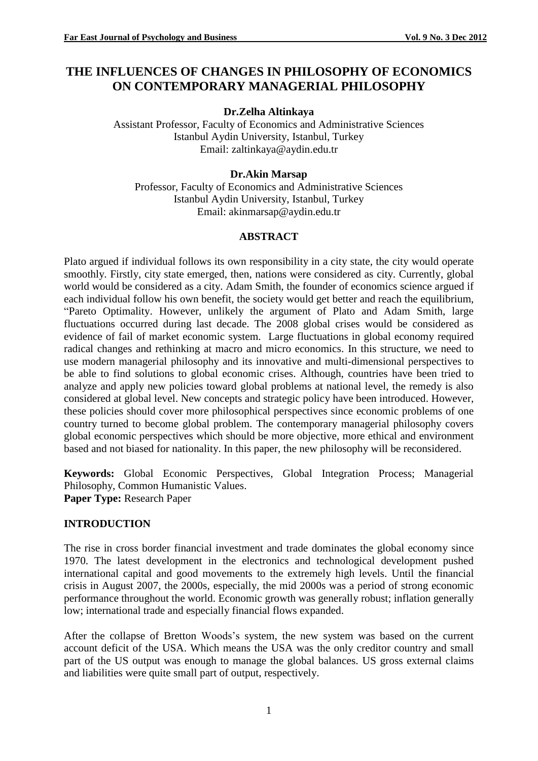# THE INFLUENCES OF CHANGES IN PHILOSOPHY OF ECONOMICS ON CONTEMPORARY MANAGERIAL PHILOSOPHY

**Dr.Zelha Altinkaya**
Assistant Professor, Faculty of Economics and Administrative Sciences
Istanbul Aydin University, Istanbul, Turkey
Email: zaltinkaya@aydin.edu.tr

**Dr.Akin Marsap**
Professor, Faculty of Economics and Administrative Sciences
Istanbul Aydin University, Istanbul, Turkey
Email: akinmarsap@aydin.edu.tr

## ABSTRACT

Plato argued if individual follows its own responsibility in a city state, the city would operate smoothly. Firstly, city state emerged, then, nations were considered as city. Currently, global world would be considered as a city. Adam Smith, the founder of economics science argued if each individual follow his own benefit, the society would get better and reach the equilibrium, "Pareto Optimality. However, unlikely the argument of Plato and Adam Smith, large fluctuations occurred during last decade. The 2008 global crises would be considered as evidence of fail of market economic system. Large fluctuations in global economy required radical changes and rethinking at macro and micro economics. In this structure, we need to use modern managerial philosophy and its innovative and multi-dimensional perspectives to be able to find solutions to global economic crises. Although, countries have been tried to analyze and apply new policies toward global problems at national level, the remedy is also considered at global level. New concepts and strategic policy have been introduced. However, these policies should cover more philosophical perspectives since economic problems of one country turned to become global problem. The contemporary managerial philosophy covers global economic perspectives which should be more objective, more ethical and environment based and not biased for nationality. In this paper, the new philosophy will be reconsidered.

**Keywords:** Global Economic Perspectives, Global Integration Process; Managerial Philosophy, Common Humanistic Values.
**Paper Type:** Research Paper

## INTRODUCTION

The rise in cross border financial investment and trade dominates the global economy since 1970. The latest development in the electronics and technological development pushed international capital and good movements to the extremely high levels. Until the financial crisis in August 2007, the 2000s, especially, the mid 2000s was a period of strong economic performance throughout the world. Economic growth was generally robust; inflation generally low; international trade and especially financial flows expanded.

After the collapse of Bretton Woods's system, the new system was based on the current account deficit of the USA. Which means the USA was the only creditor country and small part of the US output was enough to manage the global balances. US gross external claims and liabilities were quite small part of output, respectively.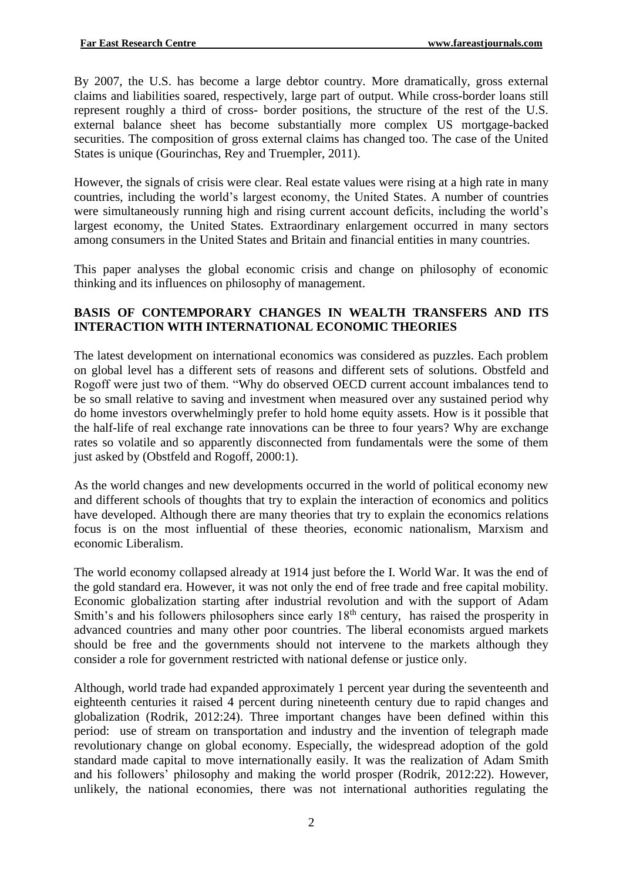By 2007, the U.S. has become a large debtor country. More dramatically, gross external claims and liabilities soared, respectively, large part of output. While cross-border loans still represent roughly a third of cross- border positions, the structure of the rest of the U.S. external balance sheet has become substantially more complex US mortgage-backed securities. The composition of gross external claims has changed too. The case of the United States is unique (Gourinchas, Rey and Truempler, 2011).

However, the signals of crisis were clear. Real estate values were rising at a high rate in many countries, including the world's largest economy, the United States. A number of countries were simultaneously running high and rising current account deficits, including the world's largest economy, the United States. Extraordinary enlargement occurred in many sectors among consumers in the United States and Britain and financial entities in many countries.

This paper analyses the global economic crisis and change on philosophy of economic thinking and its influences on philosophy of management.

## BASIS OF CONTEMPORARY CHANGES IN WEALTH TRANSFERS AND ITS INTERACTION WITH INTERNATIONAL ECONOMIC THEORIES

The latest development on international economics was considered as puzzles. Each problem on global level has a different sets of reasons and different sets of solutions. Obstfeld and Rogoff were just two of them. "Why do observed OECD current account imbalances tend to be so small relative to saving and investment when measured over any sustained period why do home investors overwhelmingly prefer to hold home equity assets. How is it possible that the half-life of real exchange rate innovations can be three to four years? Why are exchange rates so volatile and so apparently disconnected from fundamentals were the some of them just asked by (Obstfeld and Rogoff, 2000:1).

As the world changes and new developments occurred in the world of political economy new and different schools of thoughts that try to explain the interaction of economics and politics have developed. Although there are many theories that try to explain the economics relations focus is on the most influential of these theories, economic nationalism, Marxism and economic Liberalism.

The world economy collapsed already at 1914 just before the I. World War. It was the end of the gold standard era. However, it was not only the end of free trade and free capital mobility. Economic globalization starting after industrial revolution and with the support of Adam Smith's and his followers philosophers since early 18th century, has raised the prosperity in advanced countries and many other poor countries. The liberal economists argued markets should be free and the governments should not intervene to the markets although they consider a role for government restricted with national defense or justice only.

Although, world trade had expanded approximately 1 percent year during the seventeenth and eighteenth centuries it raised 4 percent during nineteenth century due to rapid changes and globalization (Rodrik, 2012:24). Three important changes have been defined within this period: use of stream on transportation and industry and the invention of telegraph made revolutionary change on global economy. Especially, the widespread adoption of the gold standard made capital to move internationally easily. It was the realization of Adam Smith and his followers' philosophy and making the world prosper (Rodrik, 2012:22). However, unlikely, the national economies, there was not international authorities regulating the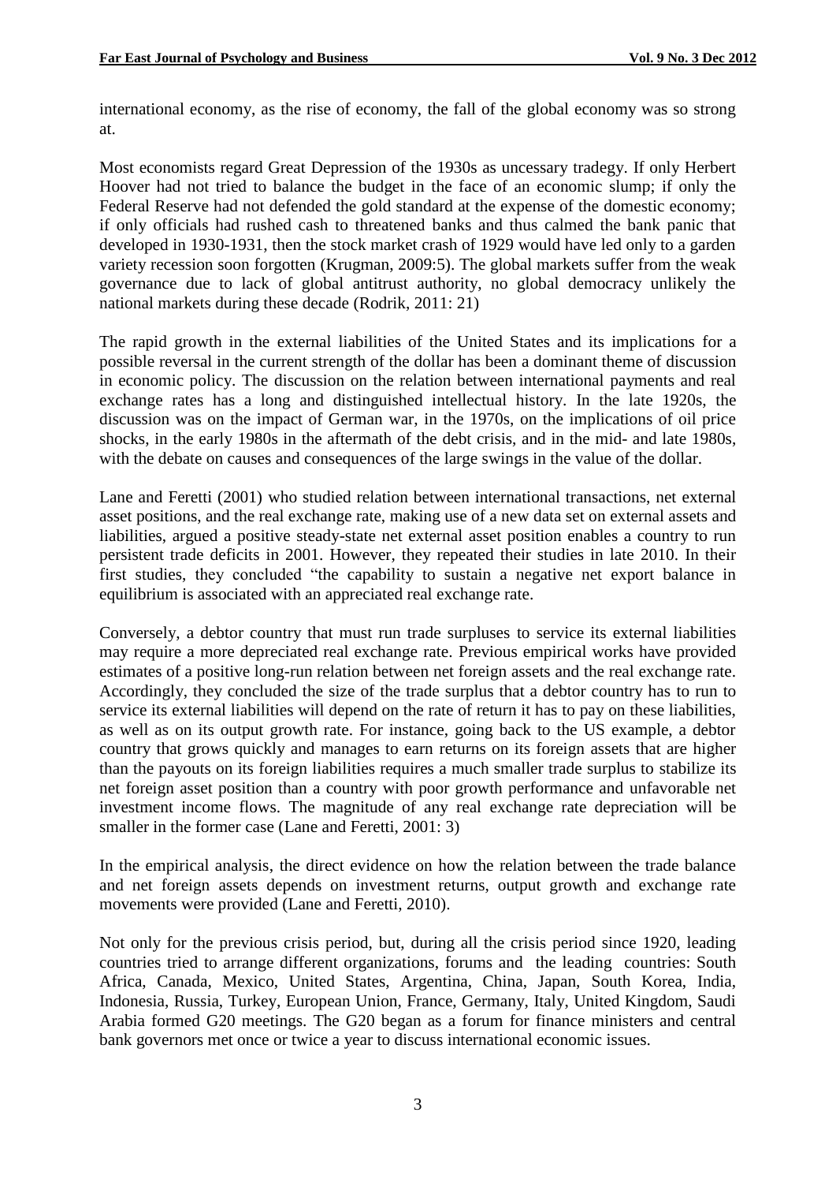international economy, as the rise of economy, the fall of the global economy was so strong at.

Most economists regard Great Depression of the 1930s as uncessary tradegy. If only Herbert Hoover had not tried to balance the budget in the face of an economic slump; if only the Federal Reserve had not defended the gold standard at the expense of the domestic economy; if only officials had rushed cash to threatened banks and thus calmed the bank panic that developed in 1930-1931, then the stock market crash of 1929 would have led only to a garden variety recession soon forgotten (Krugman, 2009:5). The global markets suffer from the weak governance due to lack of global antitrust authority, no global democracy unlikely the national markets during these decade (Rodrik, 2011: 21)

The rapid growth in the external liabilities of the United States and its implications for a possible reversal in the current strength of the dollar has been a dominant theme of discussion in economic policy. The discussion on the relation between international payments and real exchange rates has a long and distinguished intellectual history. In the late 1920s, the discussion was on the impact of German war, in the 1970s, on the implications of oil price shocks, in the early 1980s in the aftermath of the debt crisis, and in the mid- and late 1980s, with the debate on causes and consequences of the large swings in the value of the dollar.

Lane and Feretti (2001) who studied relation between international transactions, net external asset positions, and the real exchange rate, making use of a new data set on external assets and liabilities, argued a positive steady-state net external asset position enables a country to run persistent trade deficits in 2001. However, they repeated their studies in late 2010. In their first studies, they concluded "the capability to sustain a negative net export balance in equilibrium is associated with an appreciated real exchange rate.

Conversely, a debtor country that must run trade surpluses to service its external liabilities may require a more depreciated real exchange rate. Previous empirical works have provided estimates of a positive long-run relation between net foreign assets and the real exchange rate. Accordingly, they concluded the size of the trade surplus that a debtor country has to run to service its external liabilities will depend on the rate of return it has to pay on these liabilities, as well as on its output growth rate. For instance, going back to the US example, a debtor country that grows quickly and manages to earn returns on its foreign assets that are higher than the payouts on its foreign liabilities requires a much smaller trade surplus to stabilize its net foreign asset position than a country with poor growth performance and unfavorable net investment income flows. The magnitude of any real exchange rate depreciation will be smaller in the former case (Lane and Feretti, 2001: 3)

In the empirical analysis, the direct evidence on how the relation between the trade balance and net foreign assets depends on investment returns, output growth and exchange rate movements were provided (Lane and Feretti, 2010).

Not only for the previous crisis period, but, during all the crisis period since 1920, leading countries tried to arrange different organizations, forums and the leading countries: South Africa, Canada, Mexico, United States, Argentina, China, Japan, South Korea, India, Indonesia, Russia, Turkey, European Union, France, Germany, Italy, United Kingdom, Saudi Arabia formed G20 meetings. The G20 began as a forum for finance ministers and central bank governors met once or twice a year to discuss international economic issues.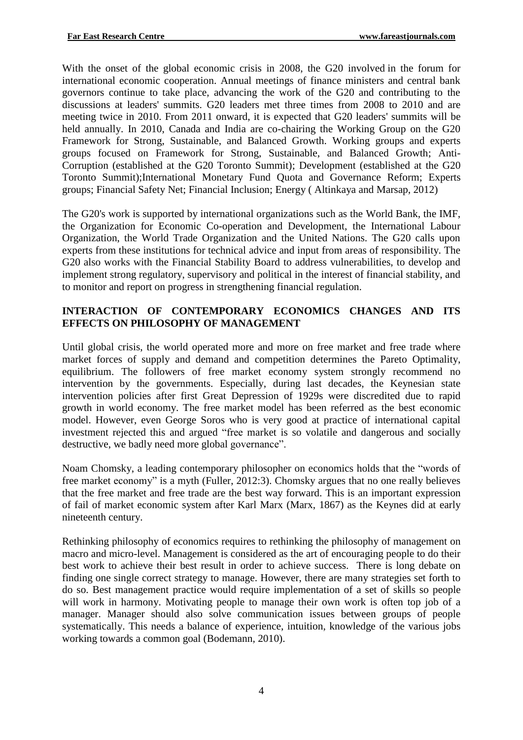With the onset of the global economic crisis in 2008, the G20 involved in the forum for international economic cooperation. Annual meetings of finance ministers and central bank governors continue to take place, advancing the work of the G20 and contributing to the discussions at leaders' summits. G20 leaders met three times from 2008 to 2010 and are meeting twice in 2010. From 2011 onward, it is expected that G20 leaders' summits will be held annually. In 2010, Canada and India are co-chairing the Working Group on the G20 Framework for Strong, Sustainable, and Balanced Growth. Working groups and experts groups focused on Framework for Strong, Sustainable, and Balanced Growth; Anti-Corruption (established at the G20 Toronto Summit); Development (established at the G20 Toronto Summit);International Monetary Fund Quota and Governance Reform; Experts groups; Financial Safety Net; Financial Inclusion; Energy ( Altinkaya and Marsap, 2012)

The G20's work is supported by international organizations such as the World Bank, the IMF, the Organization for Economic Co-operation and Development, the International Labour Organization, the World Trade Organization and the United Nations. The G20 calls upon experts from these institutions for technical advice and input from areas of responsibility. The G20 also works with the Financial Stability Board to address vulnerabilities, to develop and implement strong regulatory, supervisory and political in the interest of financial stability, and to monitor and report on progress in strengthening financial regulation.

## INTERACTION OF CONTEMPORARY ECONOMICS CHANGES AND ITS EFFECTS ON PHILOSOPHY OF MANAGEMENT

Until global crisis, the world operated more and more on free market and free trade where market forces of supply and demand and competition determines the Pareto Optimality, equilibrium. The followers of free market economy system strongly recommend no intervention by the governments. Especially, during last decades, the Keynesian state intervention policies after first Great Depression of 1929s were discredited due to rapid growth in world economy. The free market model has been referred as the best economic model. However, even George Soros who is very good at practice of international capital investment rejected this and argued "free market is so volatile and dangerous and socially destructive, we badly need more global governance".

Noam Chomsky, a leading contemporary philosopher on economics holds that the "words of free market economy" is a myth (Fuller, 2012:3). Chomsky argues that no one really believes that the free market and free trade are the best way forward. This is an important expression of fail of market economic system after Karl Marx (Marx, 1867) as the Keynes did at early nineteenth century.

Rethinking philosophy of economics requires to rethinking the philosophy of management on macro and micro-level. Management is considered as the art of encouraging people to do their best work to achieve their best result in order to achieve success. There is long debate on finding one single correct strategy to manage. However, there are many strategies set forth to do so. Best management practice would require implementation of a set of skills so people will work in harmony. Motivating people to manage their own work is often top job of a manager. Manager should also solve communication issues between groups of people systematically. This needs a balance of experience, intuition, knowledge of the various jobs working towards a common goal (Bodemann, 2010).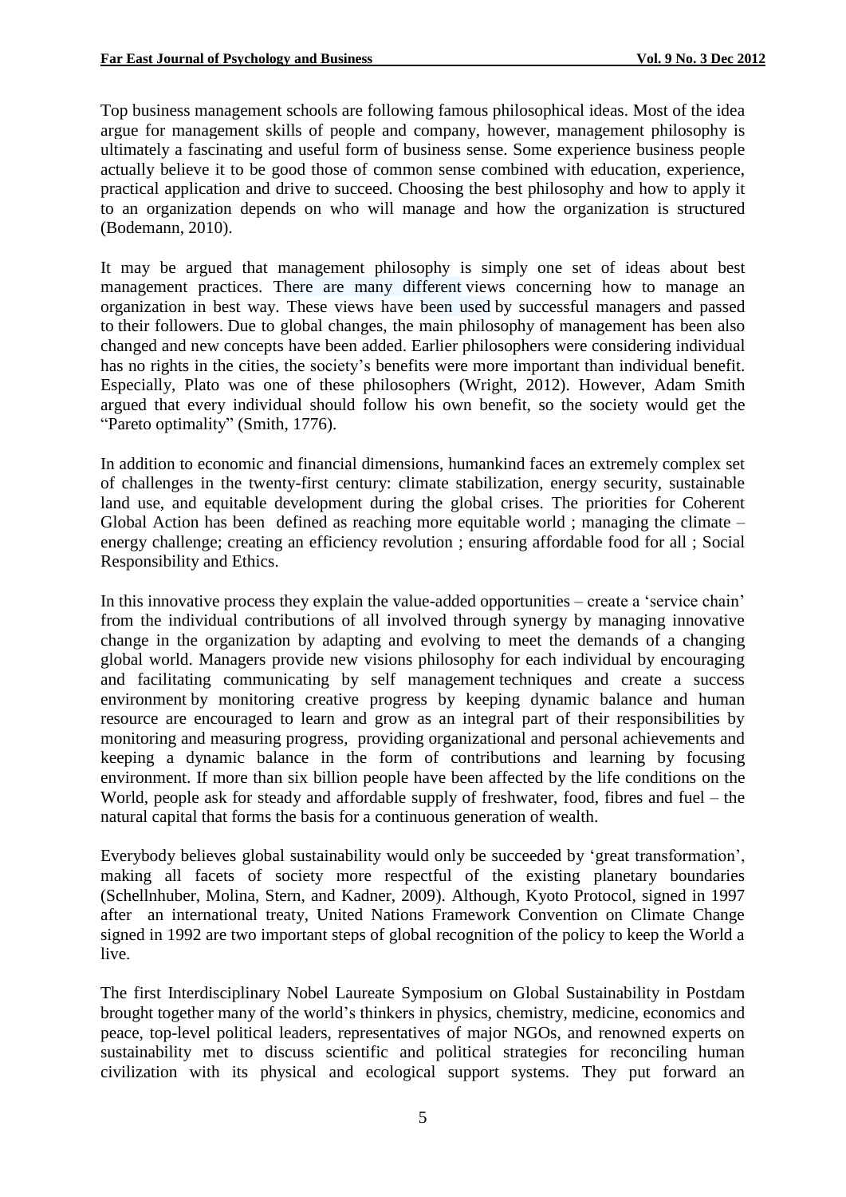Top business management schools are following famous philosophical ideas. Most of the idea argue for management skills of people and company, however, management philosophy is ultimately a fascinating and useful form of business sense. Some experience business people actually believe it to be good those of common sense combined with education, experience, practical application and drive to succeed. Choosing the best philosophy and how to apply it to an organization depends on who will manage and how the organization is structured (Bodemann, 2010).

It may be argued that management philosophy is simply one set of ideas about best management practices. There are many different views concerning how to manage an organization in best way. These views have been used by successful managers and passed to their followers. Due to global changes, the main philosophy of management has been also changed and new concepts have been added. Earlier philosophers were considering individual has no rights in the cities, the society's benefits were more important than individual benefit. Especially, Plato was one of these philosophers (Wright, 2012). However, Adam Smith argued that every individual should follow his own benefit, so the society would get the "Pareto optimality" (Smith, 1776).

In addition to economic and financial dimensions, humankind faces an extremely complex set of challenges in the twenty-first century: climate stabilization, energy security, sustainable land use, and equitable development during the global crises. The priorities for Coherent Global Action has been defined as reaching more equitable world ; managing the climate – energy challenge; creating an efficiency revolution ; ensuring affordable food for all ; Social Responsibility and Ethics.

In this innovative process they explain the value-added opportunities – create a 'service chain' from the individual contributions of all involved through synergy by managing innovative change in the organization by adapting and evolving to meet the demands of a changing global world. Managers provide new visions philosophy for each individual by encouraging and facilitating communicating by self management techniques and create a success environment by monitoring creative progress by keeping dynamic balance and human resource are encouraged to learn and grow as an integral part of their responsibilities by monitoring and measuring progress, providing organizational and personal achievements and keeping a dynamic balance in the form of contributions and learning by focusing environment. If more than six billion people have been affected by the life conditions on the World, people ask for steady and affordable supply of freshwater, food, fibres and fuel – the natural capital that forms the basis for a continuous generation of wealth.

Everybody believes global sustainability would only be succeeded by 'great transformation', making all facets of society more respectful of the existing planetary boundaries (Schellnhuber, Molina, Stern, and Kadner, 2009). Although, Kyoto Protocol, signed in 1997 after an international treaty, United Nations Framework Convention on Climate Change signed in 1992 are two important steps of global recognition of the policy to keep the World a live.

The first Interdisciplinary Nobel Laureate Symposium on Global Sustainability in Postdam brought together many of the world's thinkers in physics, chemistry, medicine, economics and peace, top-level political leaders, representatives of major NGOs, and renowned experts on sustainability met to discuss scientific and political strategies for reconciling human civilization with its physical and ecological support systems. They put forward an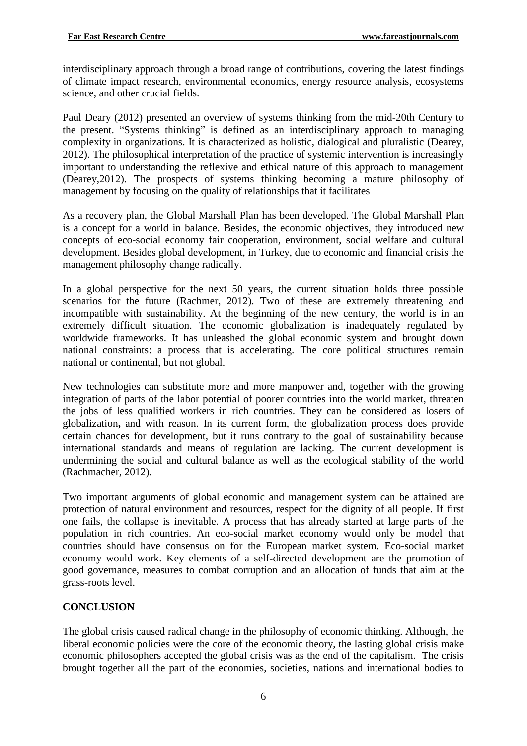interdisciplinary approach through a broad range of contributions, covering the latest findings of climate impact research, environmental economics, energy resource analysis, ecosystems science, and other crucial fields.

Paul Deary (2012) presented an overview of systems thinking from the mid-20th Century to the present. "Systems thinking" is defined as an interdisciplinary approach to managing complexity in organizations. It is characterized as holistic, dialogical and pluralistic (Dearey, 2012). The philosophical interpretation of the practice of systemic intervention is increasingly important to understanding the reflexive and ethical nature of this approach to management (Dearey,2012). The prospects of systems thinking becoming a mature philosophy of management by focusing on the quality of relationships that it facilitates

As a recovery plan, the Global Marshall Plan has been developed. The Global Marshall Plan is a concept for a world in balance. Besides, the economic objectives, they introduced new concepts of eco-social economy fair cooperation, environment, social welfare and cultural development. Besides global development, in Turkey, due to economic and financial crisis the management philosophy change radically.

In a global perspective for the next 50 years, the current situation holds three possible scenarios for the future (Rachmer, 2012). Two of these are extremely threatening and incompatible with sustainability. At the beginning of the new century, the world is in an extremely difficult situation. The economic globalization is inadequately regulated by worldwide frameworks. It has unleashed the global economic system and brought down national constraints: a process that is accelerating. The core political structures remain national or continental, but not global.

New technologies can substitute more and more manpower and, together with the growing integration of parts of the labor potential of poorer countries into the world market, threaten the jobs of less qualified workers in rich countries. They can be considered as losers of globalization**,** and with reason. In its current form, the globalization process does provide certain chances for development, but it runs contrary to the goal of sustainability because international standards and means of regulation are lacking. The current development is undermining the social and cultural balance as well as the ecological stability of the world (Rachmacher, 2012).

Two important arguments of global economic and management system can be attained are protection of natural environment and resources, respect for the dignity of all people. If first one fails, the collapse is inevitable. A process that has already started at large parts of the population in rich countries. An eco-social market economy would only be model that countries should have consensus on for the European market system. Eco-social market economy would work. Key elements of a self-directed development are the promotion of good governance, measures to combat corruption and an allocation of funds that aim at the grass-roots level.

## CONCLUSION

The global crisis caused radical change in the philosophy of economic thinking. Although, the liberal economic policies were the core of the economic theory, the lasting global crisis make economic philosophers accepted the global crisis was as the end of the capitalism. The crisis brought together all the part of the economies, societies, nations and international bodies to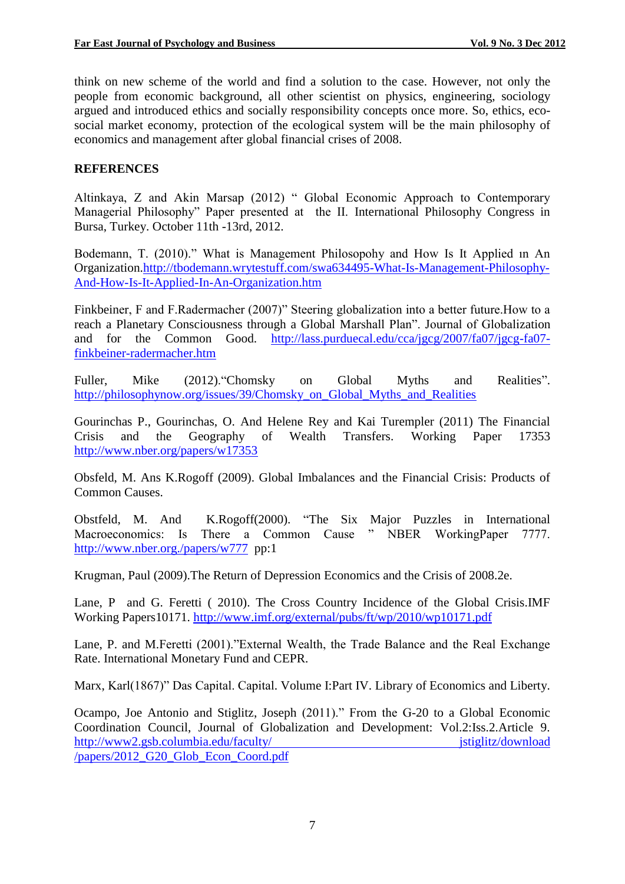think on new scheme of the world and find a solution to the case. However, not only the people from economic background, all other scientist on physics, engineering, sociology argued and introduced ethics and socially responsibility concepts once more. So, ethics, eco-social market economy, protection of the ecological system will be the main philosophy of economics and management after global financial crises of 2008.

## REFERENCES

Altinkaya, Z and Akin Marsap (2012) " Global Economic Approach to Contemporary Managerial Philosophy" Paper presented at the II. International Philosophy Congress in Bursa, Turkey. October 11th -13rd, 2012.

Bodemann, T. (2010)." What is Management Philosopohy and How Is It Applied ın An Organization.http://tbodemann.wrytestuff.com/swa634495-What-Is-Management-Philosophy-And-How-Is-It-Applied-In-An-Organization.htm

Finkbeiner, F and F.Radermacher (2007)" Steering globalization into a better future.How to a reach a Planetary Consciousness through a Global Marshall Plan". Journal of Globalization and for the Common Good. http://lass.purduecal.edu/cca/jgcg/2007/fa07/jgcg-fa07-finkbeiner-radermacher.htm

Fuller, Mike (2012)."Chomsky on Global Myths and Realities". http://philosophynow.org/issues/39/Chomsky_on_Global_Myths_and_Realities

Gourinchas P., Gourinchas, O. And Helene Rey and Kai Turempler (2011) The Financial Crisis and the Geography of Wealth Transfers. Working Paper 17353 http://www.nber.org/papers/w17353

Obsfeld, M. Ans K.Rogoff (2009). Global Imbalances and the Financial Crisis: Products of Common Causes.

Obstfeld, M. And K.Rogoff(2000). "The Six Major Puzzles in International Macroeconomics: Is There a Common Cause " NBER WorkingPaper 7777. http://www.nber.org./papers/w777 pp:1

Krugman, Paul (2009).The Return of Depression Economics and the Crisis of 2008.2e.

Lane, P and G. Feretti ( 2010). The Cross Country Incidence of the Global Crisis.IMF Working Papers10171. http://www.imf.org/external/pubs/ft/wp/2010/wp10171.pdf

Lane, P. and M.Feretti (2001)."External Wealth, the Trade Balance and the Real Exchange Rate. International Monetary Fund and CEPR.

Marx, Karl(1867)" Das Capital. Capital. Volume I:Part IV. Library of Economics and Liberty.

Ocampo, Joe Antonio and Stiglitz, Joseph (2011)." From the G-20 to a Global Economic Coordination Council, Journal of Globalization and Development: Vol.2:Iss.2.Article 9. http://www2.gsb.columbia.edu/faculty/ jstiglitz/download /papers/2012_G20_Glob_Econ_Coord.pdf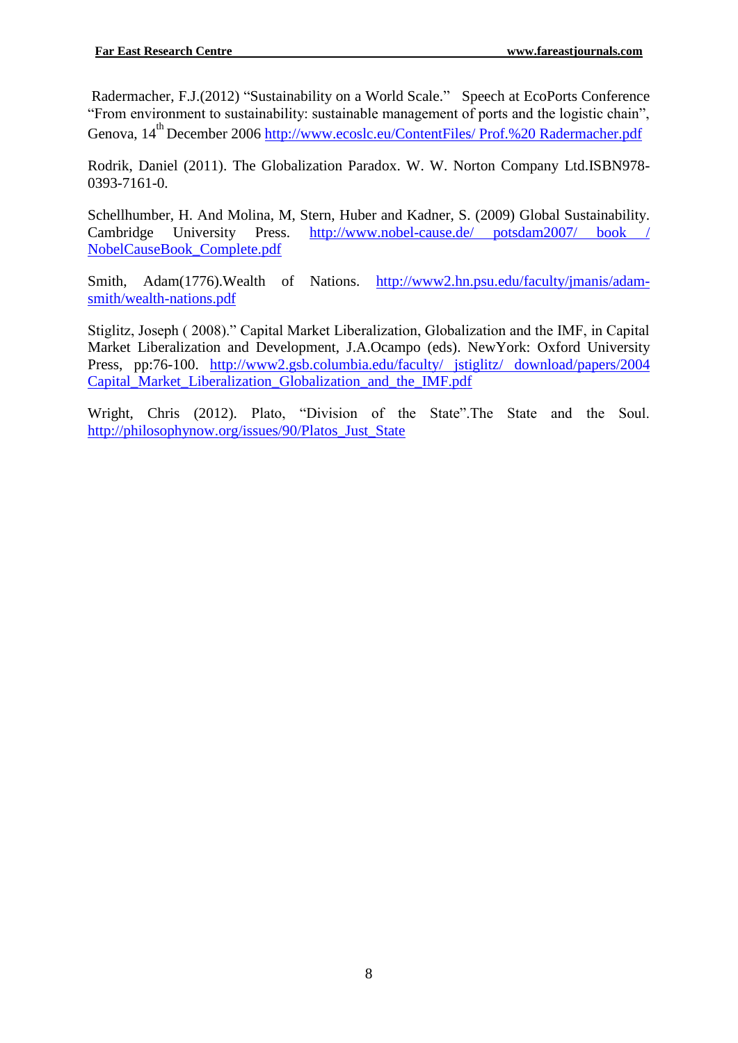Radermacher, F.J.(2012) “Sustainability on a World Scale.” Speech at EcoPorts Conference “From environment to sustainability: sustainable management of ports and the logistic chain”, Genova, 14th December 2006 http://www.ecoslc.eu/ContentFiles/ Prof.%20 Radermacher.pdf

Rodrik, Daniel (2011). The Globalization Paradox. W. W. Norton Company Ltd.ISBN978-0393-7161-0.

Schellhumber, H. And Molina, M, Stern, Huber and Kadner, S. (2009) Global Sustainability. Cambridge University Press. http://www.nobel-cause.de/ potsdam2007/ book / NobelCauseBook_Complete.pdf

Smith, Adam(1776).Wealth of Nations. http://www2.hn.psu.edu/faculty/jmanis/adam-smith/wealth-nations.pdf

Stiglitz, Joseph ( 2008).” Capital Market Liberalization, Globalization and the IMF, in Capital Market Liberalization and Development, J.A.Ocampo (eds). NewYork: Oxford University Press, pp:76-100. http://www2.gsb.columbia.edu/faculty/ jstiglitz/ download/papers/2004 Capital_Market_Liberalization_Globalization_and_the_IMF.pdf

Wright, Chris (2012). Plato, “Division of the State”.The State and the Soul. http://philosophynow.org/issues/90/Platos_Just_State